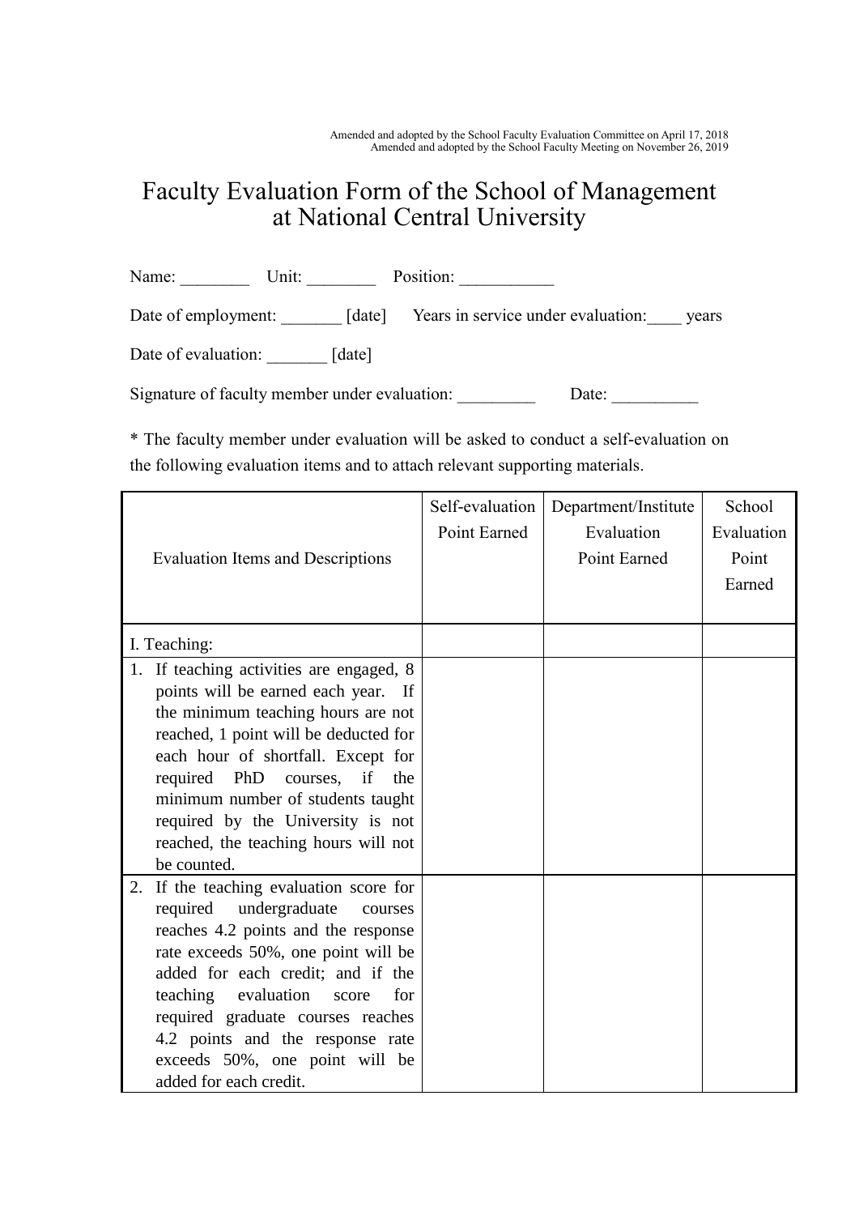Amended and adopted by the School Faculty Evaluation Committee on April 17, 2018
Amended and adopted by the School Faculty Meeting on November 26, 2019

# Faculty Evaluation Form of the School of Management at National Central University

Name: ________ Unit: ________ Position: ___________

Date of employment: _______ [date] Years in service under evaluation:____ years

Date of evaluation: _______ [date]

Signature of faculty member under evaluation: _________ Date: __________

* The faculty member under evaluation will be asked to conduct a self-evaluation on the following evaluation items and to attach relevant supporting materials.

| Evaluation Items and Descriptions | Self-evaluation Point Earned | Department/Institute Evaluation Point Earned | School Evaluation Point Earned |
|---|---|---|---|
| I. Teaching: | | | |
| 1. If teaching activities are engaged, 8 points will be earned each year. If the minimum teaching hours are not reached, 1 point will be deducted for each hour of shortfall. Except for required PhD courses, if the minimum number of students taught required by the University is not reached, the teaching hours will not be counted. | | | |
| 2. If the teaching evaluation score for required undergraduate courses reaches 4.2 points and the response rate exceeds 50%, one point will be added for each credit; and if the teaching evaluation score for required graduate courses reaches 4.2 points and the response rate exceeds 50%, one point will be added for each credit. | | | |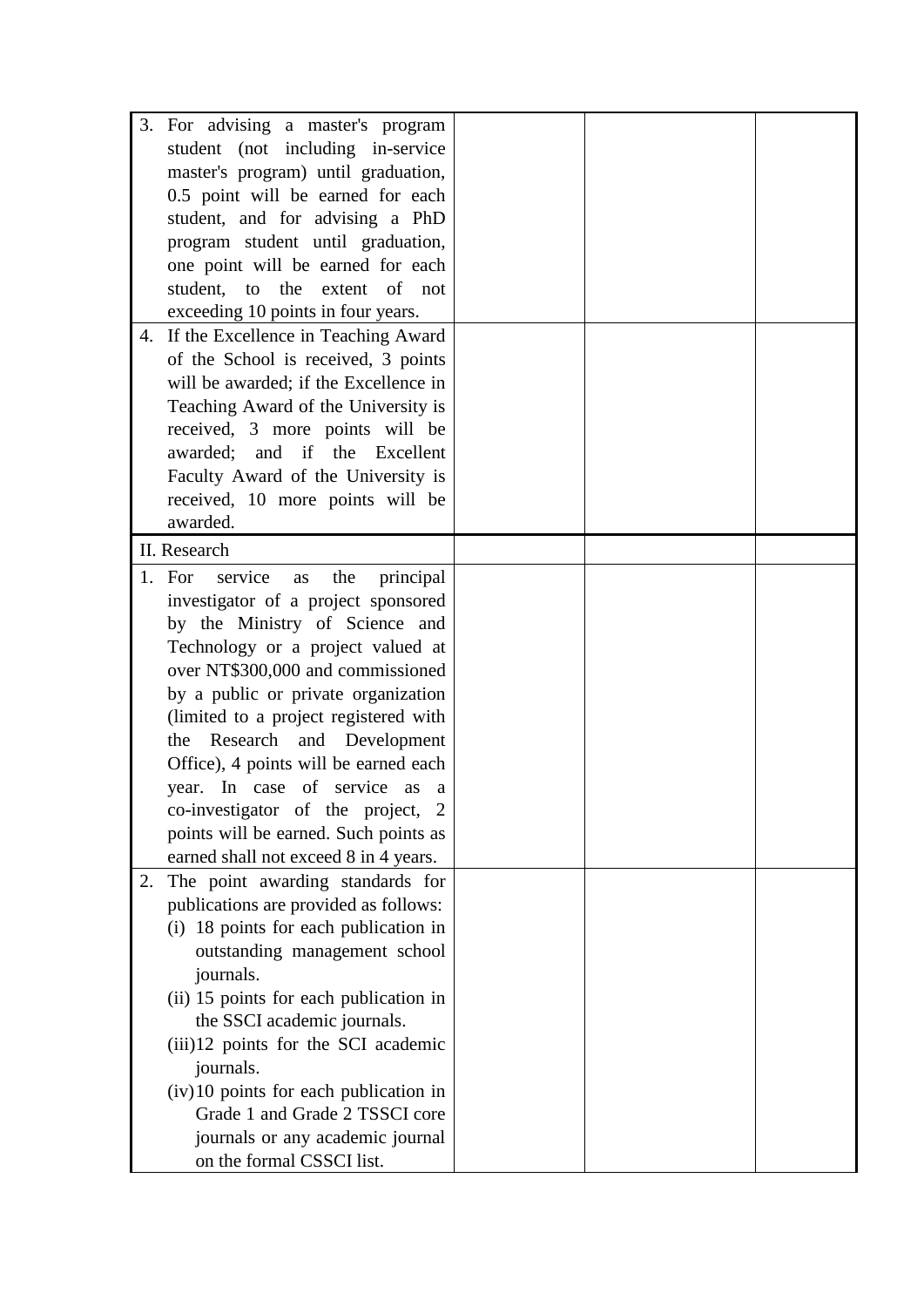| | | | |
|---|---|---|---|
| 3. For advising a master's program student (not including in-service master's program) until graduation, 0.5 point will be earned for each student, and for advising a PhD program student until graduation, one point will be earned for each student, to the extent of not exceeding 10 points in four years. | | | |
| 4. If the Excellence in Teaching Award of the School is received, 3 points will be awarded; if the Excellence in Teaching Award of the University is received, 3 more points will be awarded; and if the Excellent Faculty Award of the University is received, 10 more points will be awarded. | | | |
| II. Research | | | |
| 1. For service as the principal investigator of a project sponsored by the Ministry of Science and Technology or a project valued at over NT$300,000 and commissioned by a public or private organization (limited to a project registered with the Research and Development Office), 4 points will be earned each year. In case of service as a co-investigator of the project, 2 points will be earned. Such points as earned shall not exceed 8 in 4 years. | | | |
| 2. The point awarding standards for publications are provided as follows:<br>(i) 18 points for each publication in outstanding management school journals.<br>(ii) 15 points for each publication in the SSCI academic journals.<br>(iii) 12 points for the SCI academic journals.<br>(iv) 10 points for each publication in Grade 1 and Grade 2 TSSCI core journals or any academic journal on the formal CSSCI list. | | | |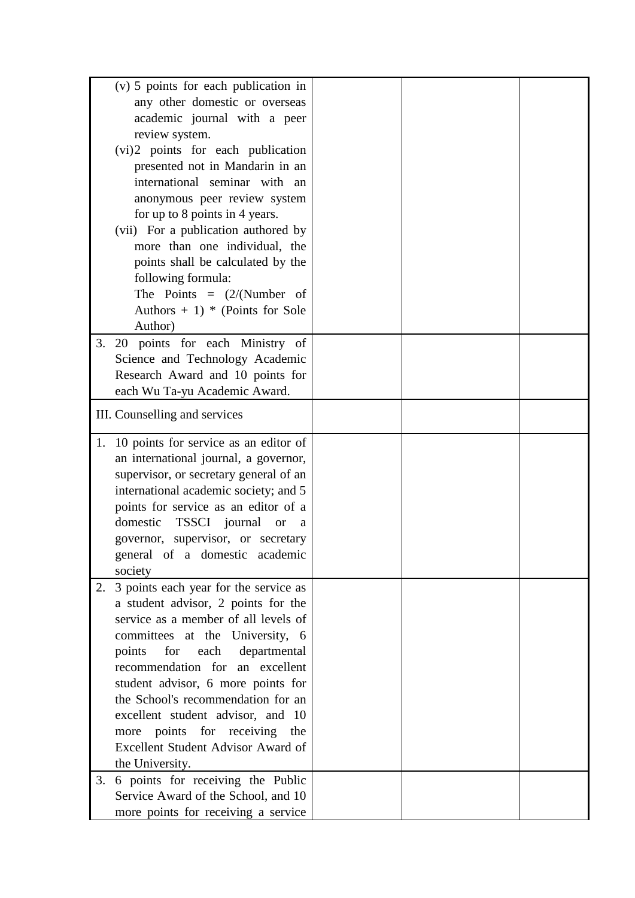| | | | |
|---|---|---|---|
| (v) 5 points for each publication in any other domestic or overseas academic journal with a peer review system.<br>(vi) 2 points for each publication presented not in Mandarin in an international seminar with an anonymous peer review system for up to 8 points in 4 years.<br>(vii) For a publication authored by more than one individual, the points shall be calculated by the following formula:<br>The Points = (2/(Number of Authors + 1) * (Points for Sole Author) | | | |
| 3. 20 points for each Ministry of Science and Technology Academic Research Award and 10 points for each Wu Ta-yu Academic Award. | | | |
| III. Counselling and services | | | |
| 1. 10 points for service as an editor of an international journal, a governor, supervisor, or secretary general of an international academic society; and 5 points for service as an editor of a domestic TSSCI journal or a governor, supervisor, or secretary general of a domestic academic society | | | |
| 2. 3 points each year for the service as a student advisor, 2 points for the service as a member of all levels of committees at the University, 6 points for each departmental recommendation for an excellent student advisor, 6 more points for the School's recommendation for an excellent student advisor, and 10 more points for receiving the Excellent Student Advisor Award of the University. | | | |
| 3. 6 points for receiving the Public Service Award of the School, and 10 more points for receiving a service | | | |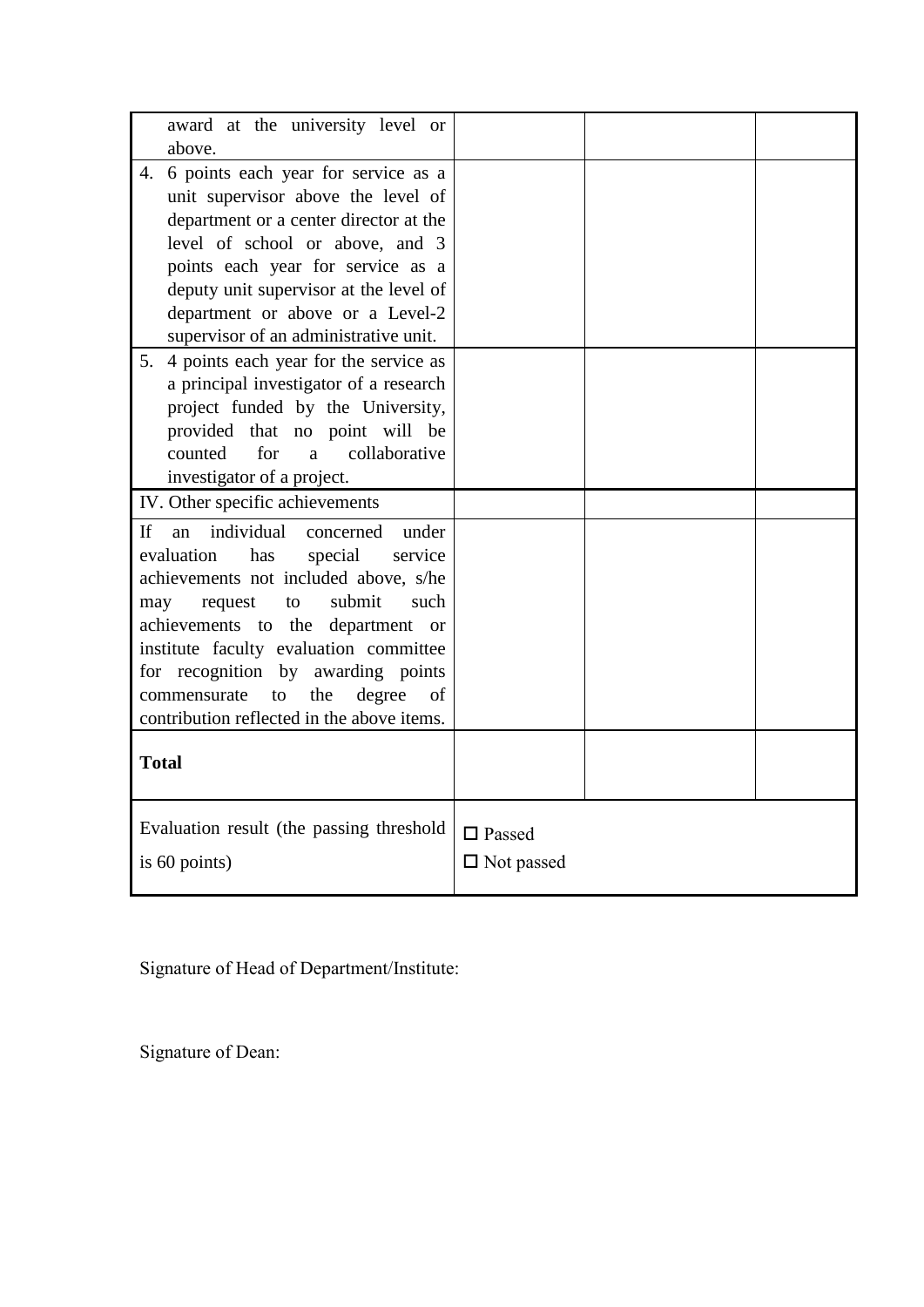| | | | |
|---|---|---|---|
| award at the university level or above. | | | |
| 4. 6 points each year for service as a unit supervisor above the level of department or a center director at the level of school or above, and 3 points each year for service as a deputy unit supervisor at the level of department or above or a Level-2 supervisor of an administrative unit. | | | |
| 5. 4 points each year for the service as a principal investigator of a research project funded by the University, provided that no point will be counted for a collaborative investigator of a project. | | | |
| IV. Other specific achievements | | | |
| If an individual concerned under evaluation has special service achievements not included above, s/he may request to submit such achievements to the department or institute faculty evaluation committee for recognition by awarding points commensurate to the degree of contribution reflected in the above items. | | | |
| **Total** | | | |
| Evaluation result (the passing threshold is 60 points) | ☐ Passed<br>☐ Not passed | | |

Signature of Head of Department/Institute:

Signature of Dean: